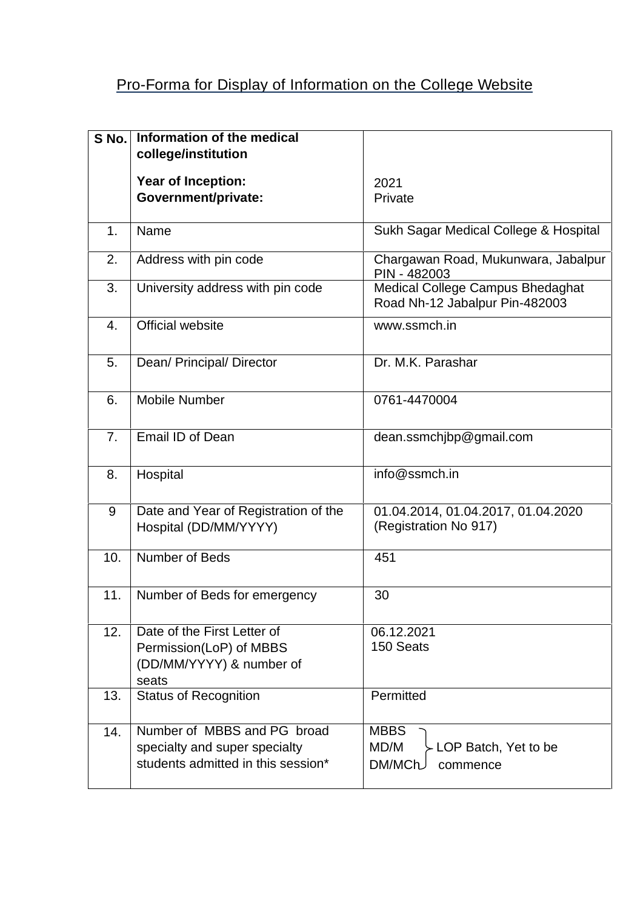Pro-Forma for Display of Information on the College Website

| S No. | Information of the medical college/institution<br><br>**Year of Inception:**<br>**Government/private:** | 2021<br>Private |
|---|---|---|
| 1. | Name | Sukh Sagar Medical College & Hospital |
| 2. | Address with pin code | Chargawan Road, Mukunwara, Jabalpur PIN - 482003 |
| 3. | University address with pin code | Medical College Campus Bhedaghat Road Nh-12 Jabalpur Pin-482003 |
| 4. | Official website | www.ssmch.in |
| 5. | Dean/ Principal/ Director | Dr. M.K. Parashar |
| 6. | Mobile Number | 0761-4470004 |
| 7. | Email ID of Dean | dean.ssmchjbp@gmail.com |
| 8. | Hospital | info@ssmch.in |
| 9 | Date and Year of Registration of the Hospital (DD/MM/YYYY) | 01.04.2014, 01.04.2017, 01.04.2020 (Registration No 917) |
| 10. | Number of Beds | 451 |
| 11. | Number of Beds for emergency | 30 |
| 12. | Date of the First Letter of Permission(LoP) of MBBS (DD/MM/YYYY) & number of seats | 06.12.2021<br>150 Seats |
| 13. | Status of Recognition | Permitted |
| 14. | Number of MBBS and PG broad specialty and super specialty students admitted in this session* | MBBS<br>MD/M<br>DM/MCh<br>} LOP Batch, Yet to be commence |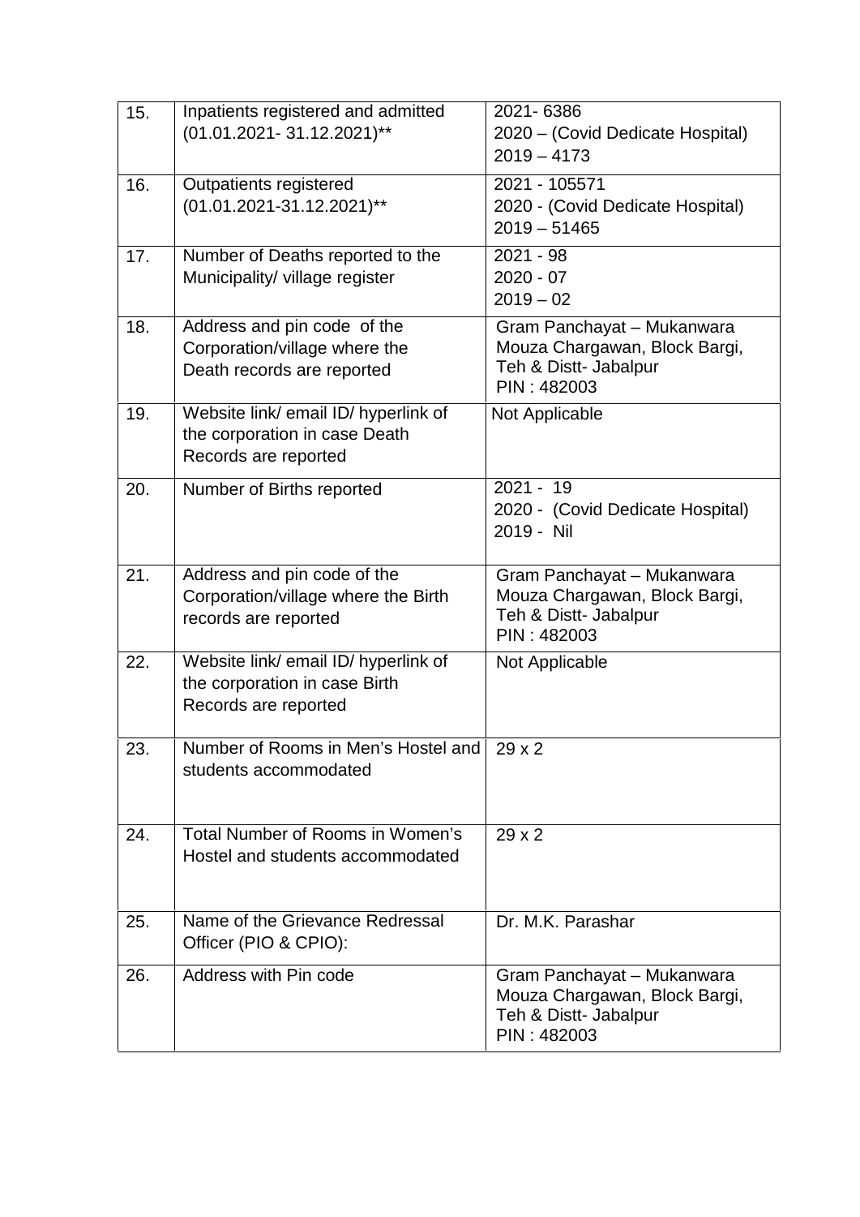| | | |
|---|---|---|
| 15. | Inpatients registered and admitted (01.01.2021- 31.12.2021)** | 2021- 6386<br>2020 – (Covid Dedicate Hospital)<br>2019 – 4173 |
| 16. | Outpatients registered (01.01.2021-31.12.2021)** | 2021 - 105571<br>2020 - (Covid Dedicate Hospital)<br>2019 – 51465 |
| 17. | Number of Deaths reported to the Municipality/ village register | 2021 - 98<br>2020 - 07<br>2019 – 02 |
| 18. | Address and pin code of the Corporation/village where the Death records are reported | Gram Panchayat – Mukanwara Mouza Chargawan, Block Bargi, Teh & Distt- Jabalpur<br>PIN : 482003 |
| 19. | Website link/ email ID/ hyperlink of the corporation in case Death Records are reported | Not Applicable |
| 20. | Number of Births reported | 2021 - 19<br>2020 - (Covid Dedicate Hospital)<br>2019 - Nil |
| 21. | Address and pin code of the Corporation/village where the Birth records are reported | Gram Panchayat – Mukanwara Mouza Chargawan, Block Bargi, Teh & Distt- Jabalpur<br>PIN : 482003 |
| 22. | Website link/ email ID/ hyperlink of the corporation in case Birth Records are reported | Not Applicable |
| 23. | Number of Rooms in Men's Hostel and students accommodated | 29 x 2 |
| 24. | Total Number of Rooms in Women's Hostel and students accommodated | 29 x 2 |
| 25. | Name of the Grievance Redressal Officer (PIO & CPIO): | Dr. M.K. Parashar |
| 26. | Address with Pin code | Gram Panchayat – Mukanwara Mouza Chargawan, Block Bargi, Teh & Distt- Jabalpur<br>PIN : 482003 |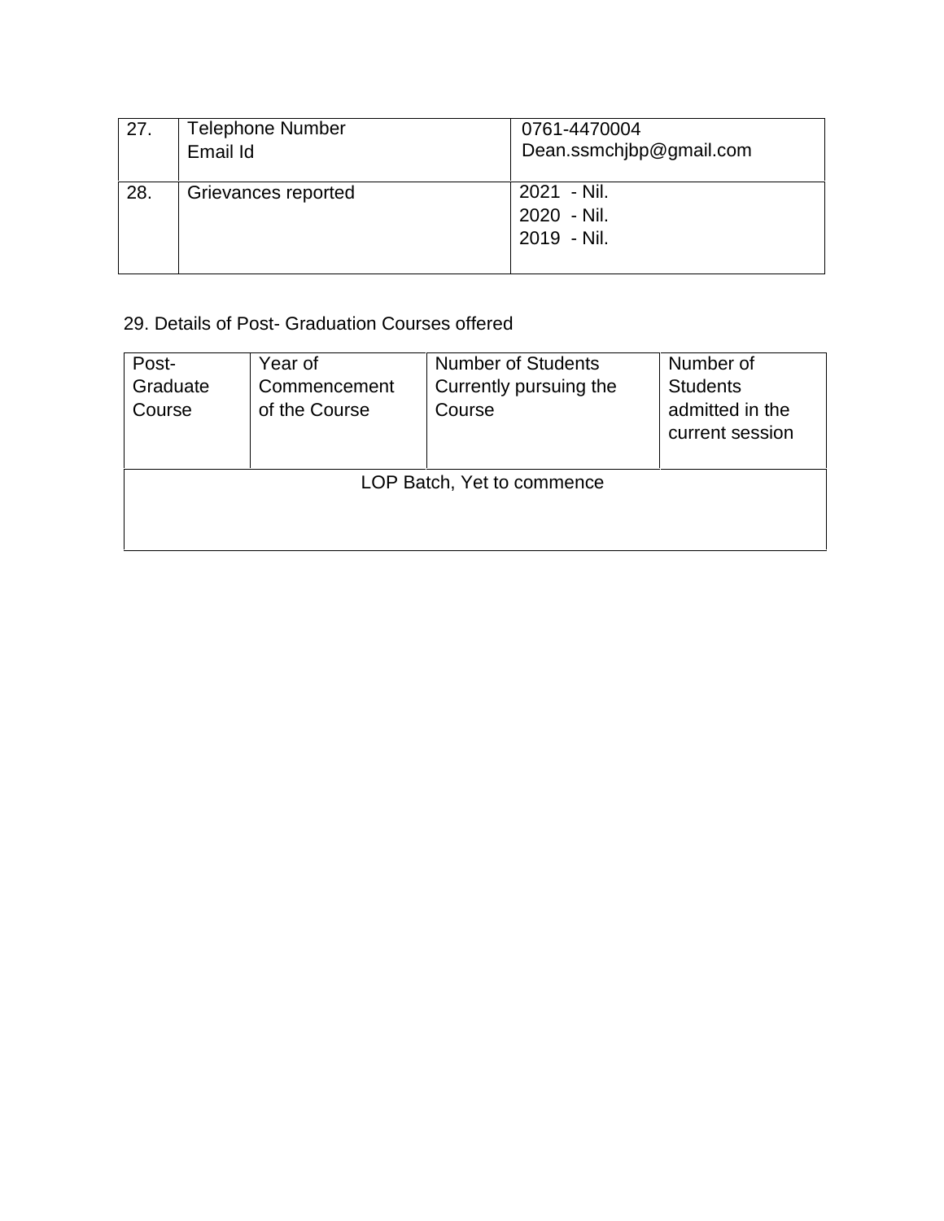| 27. | Telephone Number<br>Email Id | 0761-4470004<br>Dean.ssmchjbp@gmail.com |
|---|---|---|
| 28. | Grievances reported | 2021 - Nil.<br>2020 - Nil.<br>2019 - Nil. |

29. Details of Post- Graduation Courses offered

| Post-Graduate Course | Year of Commencement of the Course | Number of Students Currently pursuing the Course | Number of Students admitted in the current session |
|---|---|---|---|
| LOP Batch, Yet to commence | | | |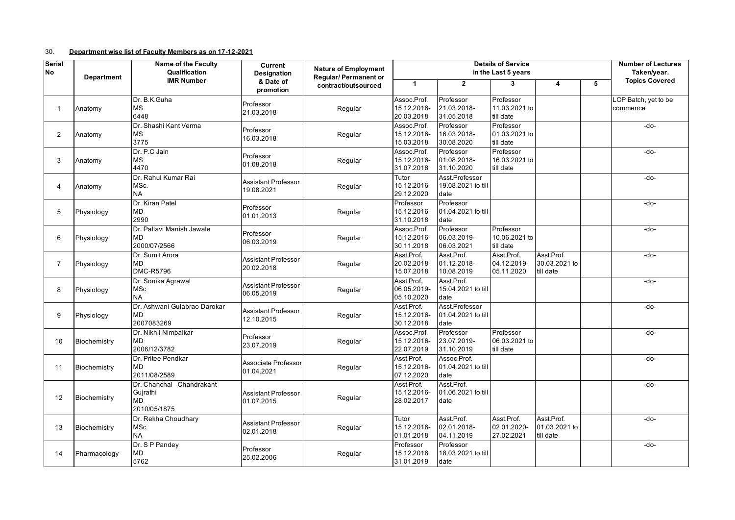30. **Department wise list of Faculty Members as on 17-12-2021**

| Serial No | Department | Name of the Faculty Qualification IMR Number | Current Designation & Date of promotion | Nature of Employment Regular/ Permanent or contract/outsourced | Details of Service in the Last 5 years | | | | | Number of Lectures Taken/year. Topics Covered |
|---|---|---|---|---|---|---|---|---|---|---|
| | | | | | 1 | 2 | 3 | 4 | 5 | |
| 1 | Anatomy | Dr. B.K.Guha<br>MS<br>6448 | Professor<br>21.03.2018 | Regular | Assoc.Prof.<br>15.12.2016-<br>20.03.2018 | Professor<br>21.03.2018-<br>31.05.2018 | Professor<br>11.03.2021 to till date | | | LOP Batch, yet to be commence |
| 2 | Anatomy | Dr. Shashi Kant Verma<br>MS<br>3775 | Professor<br>16.03.2018 | Regular | Assoc.Prof.<br>15.12.2016-<br>15.03.2018 | Professor<br>16.03.2018-<br>30.08.2020 | Professor<br>01.03.2021 to till date | | | -do- |
| 3 | Anatomy | Dr. P.C Jain<br>MS<br>4470 | Professor<br>01.08.2018 | Regular | Assoc.Prof.<br>15.12.2016-<br>31.07.2018 | Professor<br>01.08.2018-<br>31.10.2020 | Professor<br>16.03.2021 to till date | | | -do- |
| 4 | Anatomy | Dr. Rahul Kumar Rai<br>MSc.<br>NA | Assistant Professor<br>19.08.2021 | Regular | Tutor<br>15.12.2016-<br>29.12.2020 | Asst.Professor<br>19.08.2021 to till date | | | | -do- |
| 5 | Physiology | Dr. Kiran Patel<br>MD<br>2990 | Professor<br>01.01.2013 | Regular | Professor<br>15.12.2016-<br>31.10.2018 | Professor<br>01.04.2021 to till date | | | | -do- |
| 6 | Physiology | Dr. Pallavi Manish Jawale<br>MD<br>2000/07/2566 | Professor<br>06.03.2019 | Regular | Assoc.Prof.<br>15.12.2016-<br>30.11.2018 | Professor<br>06.03.2019-<br>06.03.2021 | Professor<br>10.06.2021 to till date | | | -do- |
| 7 | Physiology | Dr. Sumit Arora<br>MD<br>DMC-R5796 | Assistant Professor<br>20.02.2018 | Regular | Asst.Prof.<br>20.02.2018-<br>15.07.2018 | Asst.Prof.<br>01.12.2018-<br>10.08.2019 | Asst.Prof.<br>04.12.2019-<br>05.11.2020 | Asst.Prof.<br>30.03.2021 to till date | | -do- |
| 8 | Physiology | Dr. Sonika Agrawal<br>MSc<br>NA | Assistant Professor<br>06.05.2019 | Regular | Asst.Prof.<br>06.05.2019-<br>05.10.2020 | Asst.Prof.<br>15.04.2021 to till date | | | | -do- |
| 9 | Physiology | Dr. Ashwani Gulabrao Darokar<br>MD<br>2007083269 | Assistant Professor<br>12.10.2015 | Regular | Asst.Prof.<br>15.12.2016-<br>30.12.2018 | Asst.Professor<br>01.04.2021 to till date | | | | -do- |
| 10 | Biochemistry | Dr. Nikhil Nimbalkar<br>MD<br>2006/12/3782 | Professor<br>23.07.2019 | Regular | Assoc.Prof.<br>15.12.2016-<br>22.07.2019 | Professor<br>23.07.2019-<br>31.10.2019 | Professor<br>06.03.2021 to till date | | | -do- |
| 11 | Biochemistry | Dr. Pritee Pendkar<br>MD<br>2011/08/2589 | Associate Professor<br>01.04.2021 | Regular | Asst.Prof.<br>15.12.2016-<br>07.12.2020 | Assoc.Prof.<br>01.04.2021 to till date | | | | -do- |
| 12 | Biochemistry | Dr. Chanchal Chandrakant Gujrathi<br>MD<br>2010/05/1875 | Assistant Professor<br>01.07.2015 | Regular | Asst.Prof.<br>15.12.2016-<br>28.02.2017 | Asst.Prof.<br>01.06.2021 to till date | | | | -do- |
| 13 | Biochemistry | Dr. Rekha Choudhary<br>MSc<br>NA | Assistant Professor<br>02.01.2018 | Regular | Tutor<br>15.12.2016-<br>01.01.2018 | Asst.Prof.<br>02.01.2018-<br>04.11.2019 | Asst.Prof.<br>02.01.2020-<br>27.02.2021 | Asst.Prof.<br>01.03.2021 to till date | | -do- |
| 14 | Pharmacology | Dr. S P Pandey<br>MD<br>5762 | Professor<br>25.02.2006 | Regular | Professor<br>15.12.2016<br>31.01.2019 | Professor<br>18.03.2021 to till date | | | | -do- |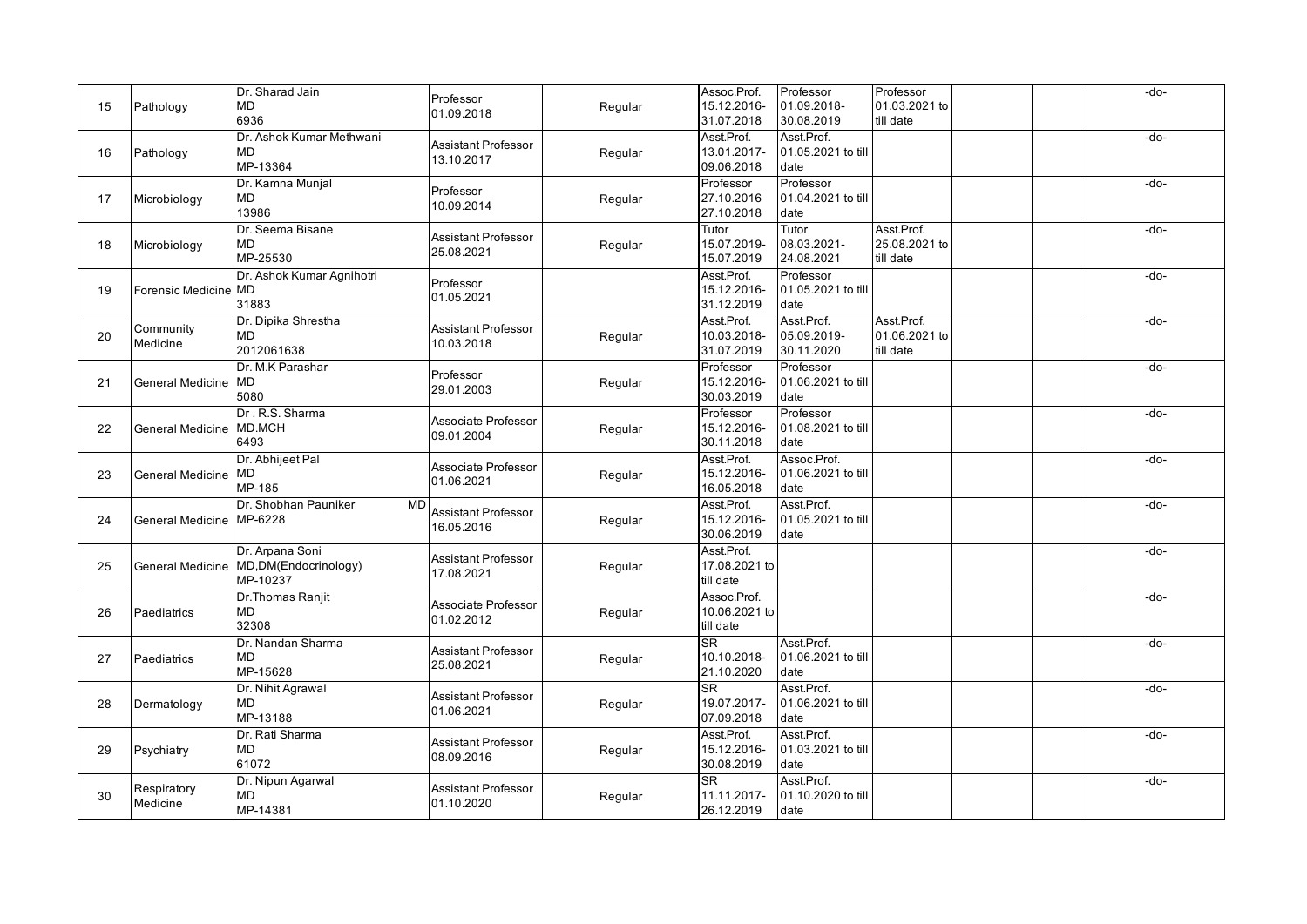| | | | | | | | | | | |
|---|---|---|---|---|---|---|---|---|---|---|
| 15 | Pathology | Dr. Sharad Jain MD 6936 | Professor 01.09.2018 | Regular | Assoc.Prof. 15.12.2016- 31.07.2018 | Professor 01.09.2018- 30.08.2019 | Professor 01.03.2021 to till date | | | -do- |
| 16 | Pathology | Dr. Ashok Kumar Methwani MD MP-13364 | Assistant Professor 13.10.2017 | Regular | Asst.Prof. 13.01.2017- 09.06.2018 | Asst.Prof. 01.05.2021 to till date | | | | -do- |
| 17 | Microbiology | Dr. Kamna Munjal MD 13986 | Professor 10.09.2014 | Regular | Professor 27.10.2016 27.10.2018 | Professor 01.04.2021 to till date | | | | -do- |
| 18 | Microbiology | Dr. Seema Bisane MD MP-25530 | Assistant Professor 25.08.2021 | Regular | Tutor 15.07.2019- 15.07.2019 | Tutor 08.03.2021- 24.08.2021 | Asst.Prof. 25.08.2021 to till date | | | -do- |
| 19 | Forensic Medicine | Dr. Ashok Kumar Agnihotri MD 31883 | Professor 01.05.2021 | | Asst.Prof. 15.12.2016- 31.12.2019 | Professor 01.05.2021 to till date | | | | -do- |
| 20 | Community Medicine | Dr. Dipika Shrestha MD 2012061638 | Assistant Professor 10.03.2018 | Regular | Asst.Prof. 10.03.2018- 31.07.2019 | Asst.Prof. 05.09.2019- 30.11.2020 | Asst.Prof. 01.06.2021 to till date | | | -do- |
| 21 | General Medicine | Dr. M.K Parashar MD 5080 | Professor 29.01.2003 | Regular | Professor 15.12.2016- 30.03.2019 | Professor 01.06.2021 to till date | | | | -do- |
| 22 | General Medicine | Dr . R.S. Sharma MD.MCH 6493 | Associate Professor 09.01.2004 | Regular | Professor 15.12.2016- 30.11.2018 | Professor 01.08.2021 to till date | | | | -do- |
| 23 | General Medicine | Dr. Abhijeet Pal MD MP-185 | Associate Professor 01.06.2021 | Regular | Asst.Prof. 15.12.2016- 16.05.2018 | Assoc.Prof. 01.06.2021 to till date | | | | -do- |
| 24 | General Medicine | Dr. Shobhan Pauniker MD MP-6228 | Assistant Professor 16.05.2016 | Regular | Asst.Prof. 15.12.2016- 30.06.2019 | Asst.Prof. 01.05.2021 to till date | | | | -do- |
| 25 | General Medicine | Dr. Arpana Soni MD,DM(Endocrinology) MP-10237 | Assistant Professor 17.08.2021 | Regular | Asst.Prof. 17.08.2021 to till date | | | | | -do- |
| 26 | Paediatrics | Dr.Thomas Ranjit MD 32308 | Associate Professor 01.02.2012 | Regular | Assoc.Prof. 10.06.2021 to till date | | | | | -do- |
| 27 | Paediatrics | Dr. Nandan Sharma MD MP-15628 | Assistant Professor 25.08.2021 | Regular | SR 10.10.2018- 21.10.2020 | Asst.Prof. 01.06.2021 to till date | | | | -do- |
| 28 | Dermatology | Dr. Nihit Agrawal MD MP-13188 | Assistant Professor 01.06.2021 | Regular | SR 19.07.2017- 07.09.2018 | Asst.Prof. 01.06.2021 to till date | | | | -do- |
| 29 | Psychiatry | Dr. Rati Sharma MD 61072 | Assistant Professor 08.09.2016 | Regular | Asst.Prof. 15.12.2016- 30.08.2019 | Asst.Prof. 01.03.2021 to till date | | | | -do- |
| 30 | Respiratory Medicine | Dr. Nipun Agarwal MD MP-14381 | Assistant Professor 01.10.2020 | Regular | SR 11.11.2017- 26.12.2019 | Asst.Prof. 01.10.2020 to till date | | | | -do- |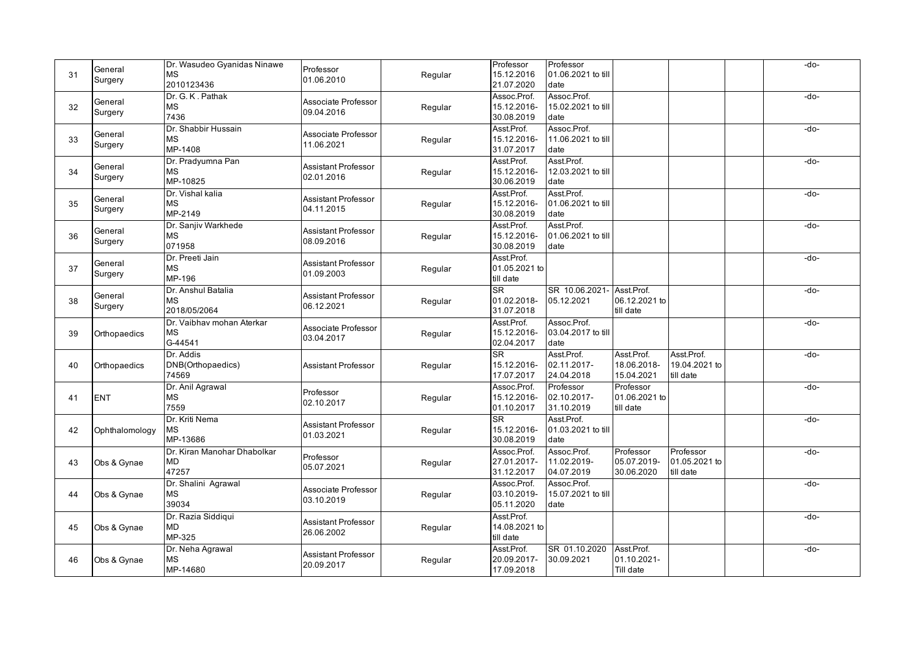| | | | | | | | | | | |
|---|---|---|---|---|---|---|---|---|---|---|
| 31 | General Surgery | Dr. Wasudeo Gyanidas Ninawe<br>MS<br>2010123436 | Professor<br>01.06.2010 | Regular | Professor<br>15.12.2016<br>21.07.2020 | Professor<br>01.06.2021 to till date | | | | -do- |
| 32 | General Surgery | Dr. G. K . Pathak<br>MS<br>7436 | Associate Professor<br>09.04.2016 | Regular | Assoc.Prof.<br>15.12.2016-<br>30.08.2019 | Assoc.Prof.<br>15.02.2021 to till date | | | | -do- |
| 33 | General Surgery | Dr. Shabbir Hussain<br>MS<br>MP-1408 | Associate Professor<br>11.06.2021 | Regular | Asst.Prof.<br>15.12.2016-<br>31.07.2017 | Assoc.Prof.<br>11.06.2021 to till date | | | | -do- |
| 34 | General Surgery | Dr. Pradyumna Pan<br>MS<br>MP-10825 | Assistant Professor<br>02.01.2016 | Regular | Asst.Prof.<br>15.12.2016-<br>30.06.2019 | Asst.Prof.<br>12.03.2021 to till date | | | | -do- |
| 35 | General Surgery | Dr. Vishal kalia<br>MS<br>MP-2149 | Assistant Professor<br>04.11.2015 | Regular | Asst.Prof.<br>15.12.2016-<br>30.08.2019 | Asst.Prof.<br>01.06.2021 to till date | | | | -do- |
| 36 | General Surgery | Dr. Sanjiv Warkhede<br>MS<br>071958 | Assistant Professor<br>08.09.2016 | Regular | Asst.Prof.<br>15.12.2016-<br>30.08.2019 | Asst.Prof.<br>01.06.2021 to till date | | | | -do- |
| 37 | General Surgery | Dr. Preeti Jain<br>MS<br>MP-196 | Assistant Professor<br>01.09.2003 | Regular | Asst.Prof.<br>01.05.2021 to till date | | | | | -do- |
| 38 | General Surgery | Dr. Anshul Batalia<br>MS<br>2018/05/2064 | Assistant Professor<br>06.12.2021 | Regular | SR<br>01.02.2018-<br>31.07.2018 | SR 10.06.2021-<br>05.12.2021 | Asst.Prof.<br>06.12.2021 to till date | | | -do- |
| 39 | Orthopaedics | Dr. Vaibhav mohan Aterkar<br>MS<br>G-44541 | Associate Professor<br>03.04.2017 | Regular | Asst.Prof.<br>15.12.2016-<br>02.04.2017 | Assoc.Prof.<br>03.04.2017 to till date | | | | -do- |
| 40 | Orthopaedics | Dr. Addis<br>DNB(Orthopaedics)<br>74569 | Assistant Professor | Regular | SR<br>15.12.2016-<br>17.07.2017 | Asst.Prof.<br>02.11.2017-<br>24.04.2018 | Asst.Prof.<br>18.06.2018-<br>15.04.2021 | Asst.Prof.<br>19.04.2021 to till date | | -do- |
| 41 | ENT | Dr. Anil Agrawal<br>MS<br>7559 | Professor<br>02.10.2017 | Regular | Assoc.Prof.<br>15.12.2016-<br>01.10.2017 | Professor<br>02.10.2017-<br>31.10.2019 | Professor<br>01.06.2021 to till date | | | -do- |
| 42 | Ophthalomology | Dr. Kriti Nema<br>MS<br>MP-13686 | Assistant Professor<br>01.03.2021 | Regular | SR<br>15.12.2016-<br>30.08.2019 | Asst.Prof.<br>01.03.2021 to till date | | | | -do- |
| 43 | Obs & Gynae | Dr. Kiran Manohar Dhabolkar<br>MD<br>47257 | Professor<br>05.07.2021 | Regular | Assoc.Prof.<br>27.01.2017-<br>31.12.2017 | Assoc.Prof.<br>11.02.2019-<br>04.07.2019 | Professor<br>05.07.2019-<br>30.06.2020 | Professor<br>01.05.2021 to till date | | -do- |
| 44 | Obs & Gynae | Dr. Shalini Agrawal<br>MS<br>39034 | Associate Professor<br>03.10.2019 | Regular | Assoc.Prof.<br>03.10.2019-<br>05.11.2020 | Assoc.Prof.<br>15.07.2021 to till date | | | | -do- |
| 45 | Obs & Gynae | Dr. Razia Siddiqui<br>MD<br>MP-325 | Assistant Professor<br>26.06.2002 | Regular | Asst.Prof.<br>14.08.2021 to till date | | | | | -do- |
| 46 | Obs & Gynae | Dr. Neha Agrawal<br>MS<br>MP-14680 | Assistant Professor<br>20.09.2017 | Regular | Asst.Prof.<br>20.09.2017-<br>17.09.2018 | SR 01.10.2020<br>30.09.2021 | Asst.Prof.<br>01.10.2021-<br>Till date | | | -do- |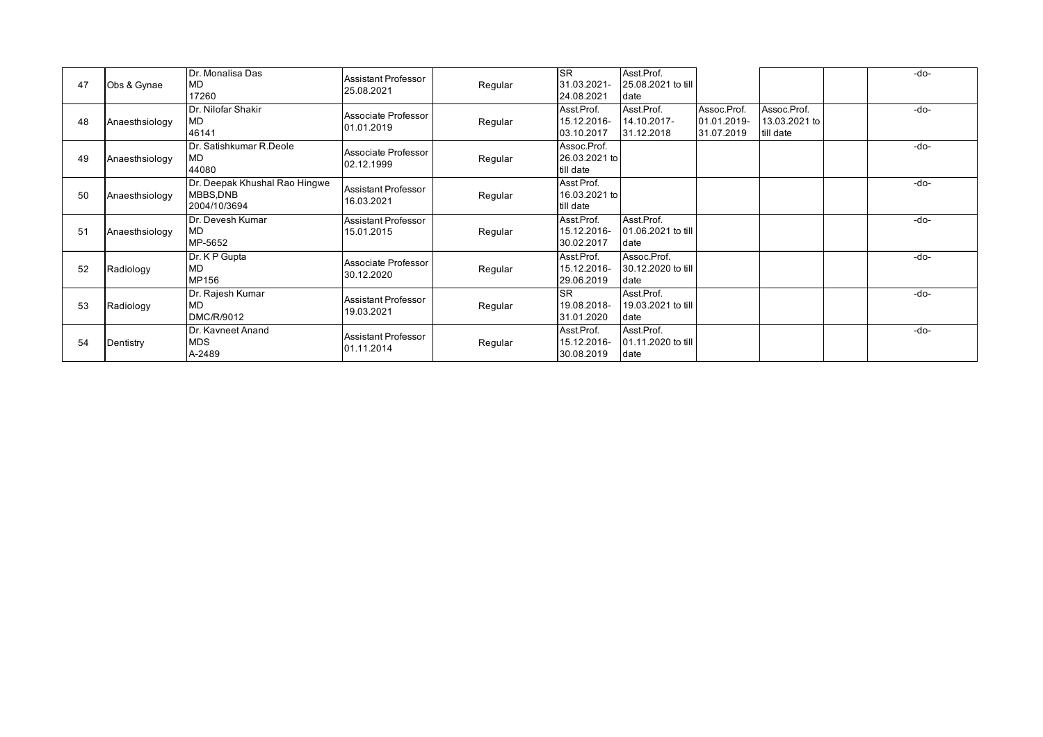| 47 | Obs & Gynae | Dr. Monalisa Das<br>MD<br>17260 | Assistant Professor<br>25.08.2021 | Regular | SR<br>31.03.2021-<br>24.08.2021 | Asst.Prof.<br>25.08.2021 to till date | | | | -do- |
|---|---|---|---|---|---|---|---|---|---|---|
| 48 | Anaesthsiology | Dr. Nilofar Shakir<br>MD<br>46141 | Associate Professor<br>01.01.2019 | Regular | Asst.Prof.<br>15.12.2016-<br>03.10.2017 | Asst.Prof.<br>14.10.2017-<br>31.12.2018 | Assoc.Prof.<br>01.01.2019-<br>31.07.2019 | Assoc.Prof.<br>13.03.2021 to till date | | -do- |
| 49 | Anaesthsiology | Dr. Satishkumar R.Deole<br>MD<br>44080 | Associate Professor<br>02.12.1999 | Regular | Assoc.Prof.<br>26.03.2021 to till date | | | | | -do- |
| 50 | Anaesthsiology | Dr. Deepak Khushal Rao Hingwe<br>MBBS,DNB<br>2004/10/3694 | Assistant Professor<br>16.03.2021 | Regular | Asst Prof.<br>16.03.2021 to till date | | | | | -do- |
| 51 | Anaesthsiology | Dr. Devesh Kumar<br>MD<br>MP-5652 | Assistant Professor<br>15.01.2015 | Regular | Asst.Prof.<br>15.12.2016-<br>30.02.2017 | Asst.Prof.<br>01.06.2021 to till date | | | | -do- |
| 52 | Radiology | Dr. K P Gupta<br>MD<br>MP156 | Associate Professor<br>30.12.2020 | Regular | Asst.Prof.<br>15.12.2016-<br>29.06.2019 | Assoc.Prof.<br>30.12.2020 to till date | | | | -do- |
| 53 | Radiology | Dr. Rajesh Kumar<br>MD<br>DMC/R/9012 | Assistant Professor<br>19.03.2021 | Regular | SR<br>19.08.2018-<br>31.01.2020 | Asst.Prof.<br>19.03.2021 to till date | | | | -do- |
| 54 | Dentistry | Dr. Kavneet Anand<br>MDS<br>A-2489 | Assistant Professor<br>01.11.2014 | Regular | Asst.Prof.<br>15.12.2016-<br>30.08.2019 | Asst.Prof.<br>01.11.2020 to till date | | | | -do- |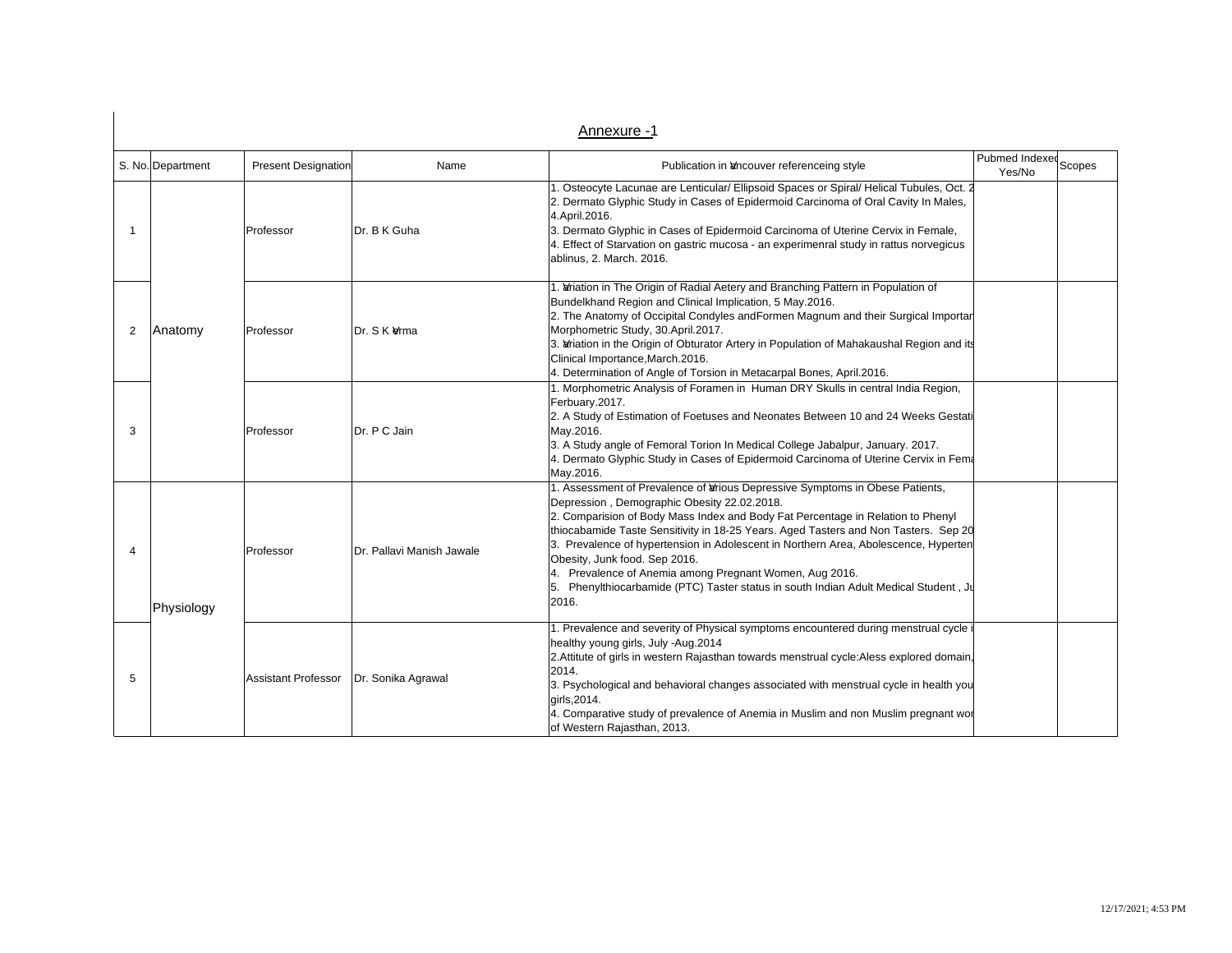## Annexure -1

| S. No. | Department | Present Designation | Name | Publication in Vancouver referenceing style | Pubmed Indexed Yes/No | Scopes |
|---|---|---|---|---|---|---|
| 1 | Anatomy | Professor | Dr. B K Guha | 1. Osteocyte Lacunae are Lenticular/ Ellipsoid Spaces or Spiral/ Helical Tubules, Oct. 2<br>2. Dermato Glyphic Study in Cases of Epidermoid Carcinoma of Oral Cavity In Males, 4.April.2016.<br>3. Dermato Glyphic in Cases of Epidermoid Carcinoma of Uterine Cervix in Female,<br>4. Effect of Starvation on gastric mucosa - an experimenral study in rattus norvegicus ablinus, 2. March. 2016. | | |
| 2 | | Professor | Dr. S K Verma | 1. Variation in The Origin of Radial Aetery and Branching Pattern in Population of Bundelkhand Region and Clinical Implication, 5 May.2016.<br>2. The Anatomy of Occipital Condyles andFormen Magnum and their Surgical Importan Morphometric Study, 30.April.2017.<br>3. Variation in the Origin of Obturator Artery in Population of Mahakaushal Region and its Clinical Importance,March.2016.<br>4. Determination of Angle of Torsion in Metacarpal Bones, April.2016. | | |
| 3 | | Professor | Dr. P C Jain | 1. Morphometric Analysis of Foramen in Human DRY Skulls in central India Region, Ferbuary.2017.<br>2. A Study of Estimation of Foetuses and Neonates Between 10 and 24 Weeks Gestati May.2016.<br>3. A Study angle of Femoral Torion In Medical College Jabalpur, January. 2017.<br>4. Dermato Glyphic Study in Cases of Epidermoid Carcinoma of Uterine Cervix in Fema May.2016. | | |
| 4 | Physiology | Professor | Dr. Pallavi Manish Jawale | 1. Assessment of Prevalence of Various Depressive Symptoms in Obese Patients, Depression , Demographic Obesity 22.02.2018.<br>2. Comparision of Body Mass Index and Body Fat Percentage in Relation to Phenyl thiocabamide Taste Sensitivity in 18-25 Years. Aged Tasters and Non Tasters. Sep 20<br>3. Prevalence of hypertension in Adolescent in Northern Area, Abolescence, Hyperten Obesity, Junk food. Sep 2016.<br>4. Prevalence of Anemia among Pregnant Women, Aug 2016.<br>5. Phenylthiocarbamide (PTC) Taster status in south Indian Adult Medical Student , Ju 2016. | | |
| 5 | | Assistant Professor | Dr. Sonika Agrawal | 1. Prevalence and severity of Physical symptoms encountered during menstrual cycle i healthy young girls, July -Aug.2014<br>2.Attitute of girls in western Rajasthan towards menstrual cycle:Aless explored domain, 2014.<br>3. Psychological and behavioral changes associated with menstrual cycle in health you girls,2014.<br>4. Comparative study of prevalence of Anemia in Muslim and non Muslim pregnant wor of Western Rajasthan, 2013. | | |

12/17/2021; 4:53 PM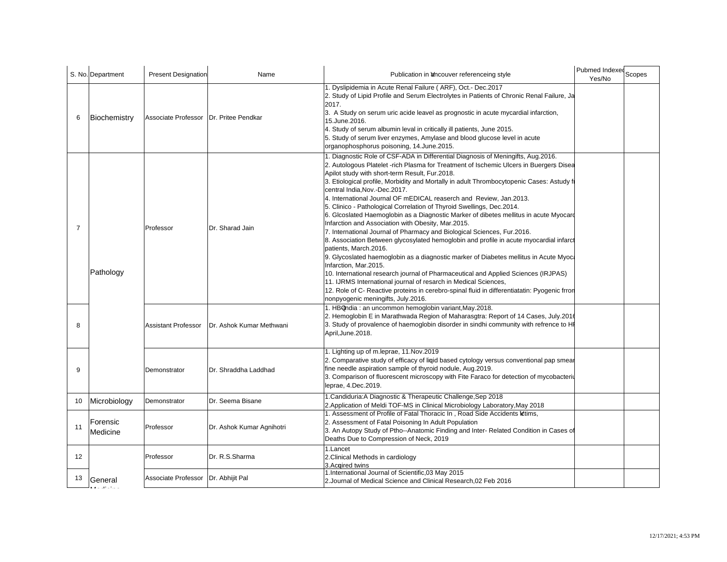| S. No. | Department | Present Designation | Name | Publication in Vancouver referenceing style | Pubmed Indexed Yes/No | Scopes |
|---|---|---|---|---|---|---|
| 6 | Biochemistry | Associate Professor | Dr. Pritee Pendkar | 1. Dyslipidemia in Acute Renal Failure ( ARF), Oct.- Dec.2017<br>2. Study of Lipid Profile and Serum Electrolytes in Patients of Chronic Renal Failure, Ja 2017.<br>3. A Study on serum uric acide leavel as prognostic in acute mycardial infarction, 15.June.2016.<br>4. Study of serum albumin leval in critically ill patients, June 2015.<br>5. Study of serum liver enzymes, Amylase and blood glucose level in acute organophosphorus poisoning, 14.June.2015. | | |
| 7 | Pathology | Professor | Dr. Sharad Jain | 1. Diagnostic Role of CSF-ADA in Differential Diagnosis of Meningifts, Aug.2016.<br>2. Autologous Platelet -rich Plasma for Treatment of Ischemic Ulcers in Buergers Disea Apilot study with short-term Result, Fur.2018.<br>3. Etiological profile, Morbidity and Mortally in adult Thrombocytopenic Cases: Astudy fr central India,Nov.-Dec.2017.<br>4. International Journal OF mEDICAL reaserch and Review, Jan.2013.<br>5. Clinico - Pathological Correlation of Thyroid Swellings, Dec.2014.<br>6. Glcoslated Haemoglobin as a Diagnostic Marker of dibetes mellitus in acute Myocard Infarction and Association with Obesity, Mar.2015.<br>7. International Journal of Pharmacy and Biological Sciences, Fur.2016.<br>8. Association Between glycosylated hemoglobin and profile in acute myocardial infarct patients, March.2016.<br>9. Glycoslated haemoglobin as a diagnostic marker of Diabetes mellitus in Acute Myoca Infarction, Mar.2015.<br>10. International research journal of Pharmaceutical and Applied Sciences (IRJPAS)<br>11. IJRMS International journal of resarch in Medical Sciences,<br>12. Role of C- Reactive proteins in cerebro-spinal fluid in differentiatatin: Pyogenic frrom nonpyogenic meningifts, July.2016. | | |
| 8 | | Assistant Professor | Dr. Ashok Kumar Methwani | 1. HBQ India : an uncommon hemoglobin variant,May.2018.<br>2. Hemoglobin E in Marathwada Region of Maharasgtra: Report of 14 Cases, July.2016<br>3. Study of provalence of haemoglobin disorder in sindhi community with refrence to HP April,June.2018. | | |
| 9 | | Demonstrator | Dr. Shraddha Laddhad | 1. Lighting up of m.leprae, 11.Nov.2019<br>2. Comparative study of efficacy of liqid based cytology versus conventional pap smear fine needle aspiration sample of thyroid nodule, Aug.2019.<br>3. Comparison of fluorescent microscopy with Fite Faraco for detection of mycobacteriu leprae, 4.Dec.2019. | | |
| 10 | Microbiology | Demonstrator | Dr. Seema Bisane | 1.Candiduria:A Diagnostic & Therapeutic Challenge,Sep 2018<br>2.Application of Meldi TOF-MS in Clinical Microbiology Laboratory,May 2018 | | |
| 11 | Forensic Medicine | Professor | Dr. Ashok Kumar Agnihotri | 1. Assessment of Profile of Fatal Thoracic In , Road Side Accidents Victims,<br>2. Assessment of Fatal Poisoning In Adult Population<br>3. An Autopy Study of Ptho--Anatomic Finding and Inter- Related Condition in Cases of Deaths Due to Compression of Neck, 2019 | | |
| 12 | General Medicine | Professor | Dr. R.S.Sharma | 1.Lancet<br>2.Clinical Methods in cardiology<br>3.Acquired twins | | |
| 13 | | Associate Professor | Dr. Abhijit Pal | 1.International Journal of Scientific,03 May 2015<br>2.Journal of Medical Science and Clinical Research,02 Feb 2016 | | |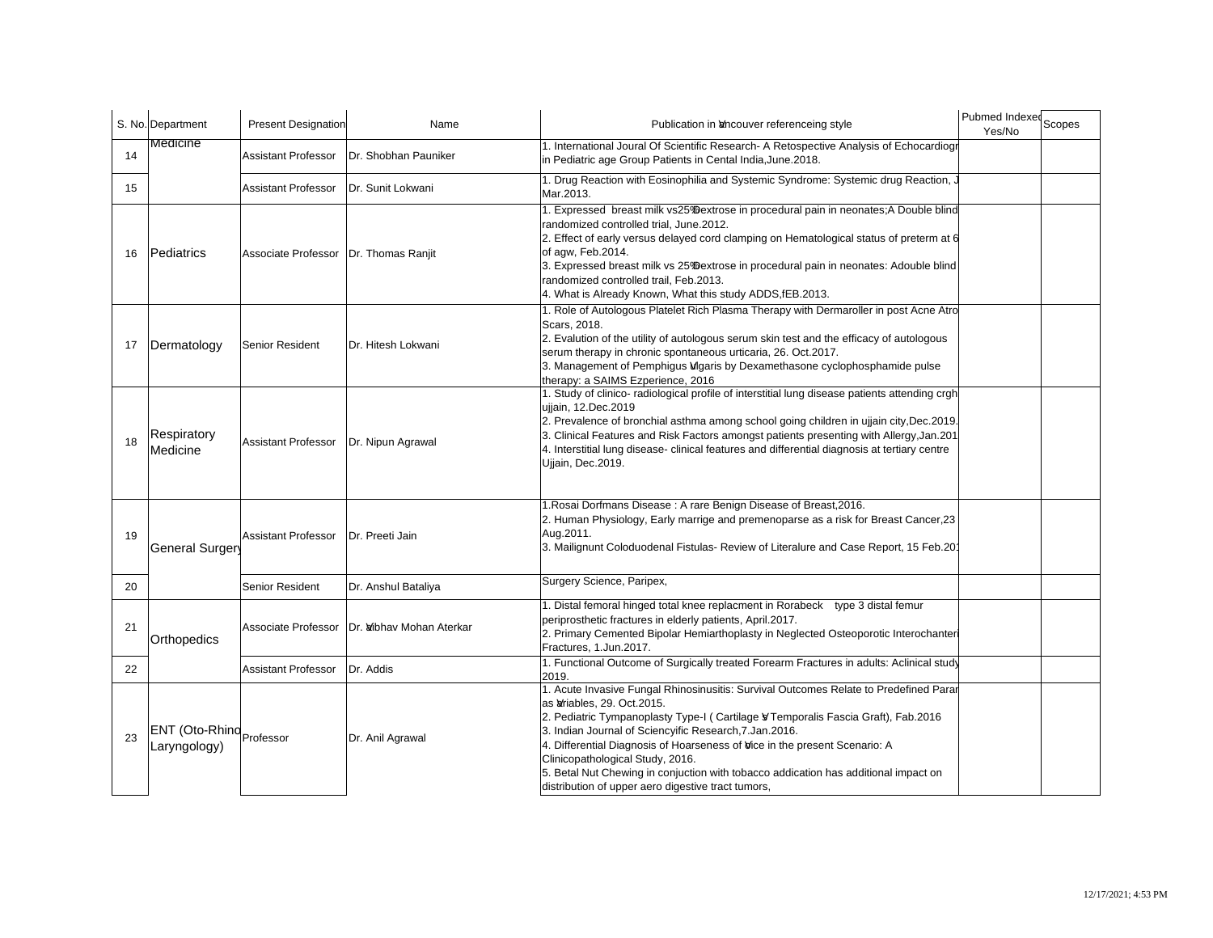| S. No. | Department | Present Designation | Name | Publication in Vancouver referenceing style | Pubmed Indexed Yes/No | Scopes |
|---|---|---|---|---|---|---|
| 14 | Medicine | Assistant Professor | Dr. Shobhan Pauniker | 1. International Joural Of Scientific Research- A Retospective Analysis of Echocardiogr in Pediatric age Group Patients in Cental India,June.2018. | | |
| 15 | | Assistant Professor | Dr. Sunit Lokwani | 1. Drug Reaction with Eosinophilia and Systemic Syndrome: Systemic drug Reaction, J Mar.2013. | | |
| 16 | Pediatrics | Associate Professor | Dr. Thomas Ranjit | 1. Expressed breast milk vs25% Dextrose in procedural pain in neonates;A Double blind randomized controlled trial, June.2012.<br>2. Effect of early versus delayed cord clamping on Hematological status of preterm at 6 of agw, Feb.2014.<br>3. Expressed breast milk vs 25% Dextrose in procedural pain in neonates: Adouble blind randomized controlled trail, Feb.2013.<br>4. What is Already Known, What this study ADDS,fEB.2013. | | |
| 17 | Dermatology | Senior Resident | Dr. Hitesh Lokwani | 1. Role of Autologous Platelet Rich Plasma Therapy with Dermaroller in post Acne Atro Scars, 2018.<br>2. Evalution of the utility of autologous serum skin test and the efficacy of autologous serum therapy in chronic spontaneous urticaria, 26. Oct.2017.<br>3. Management of Pemphigus Vulgaris by Dexamethasone cyclophosphamide pulse therapy: a SAIMS Ezperience, 2016 | | |
| 18 | Respiratory Medicine | Assistant Professor | Dr. Nipun Agrawal | 1. Study of clinico- radiological profile of interstitial lung disease patients attending crgh ujjain, 12.Dec.2019<br>2. Prevalence of bronchial asthma among school going children in ujjain city,Dec.2019.<br>3. Clinical Features and Risk Factors amongst patients presenting with Allergy,Jan.201<br>4. Interstitial lung disease- clinical features and differential diagnosis at tertiary centre Ujjain, Dec.2019. | | |
| 19 | General Surgery | Assistant Professor | Dr. Preeti Jain | 1.Rosai Dorfmans Disease : A rare Benign Disease of Breast,2016.<br>2. Human Physiology, Early marrige and premenoparse as a risk for Breast Cancer,23 Aug.2011.<br>3. Mailignunt Coloduodenal Fistulas- Review of Literalure and Case Report, 15 Feb.201 | | |
| 20 | | Senior Resident | Dr. Anshul Bataliya | Surgery Science, Paripex, | | |
| 21 | Orthopedics | Associate Professor | Dr. Vaibhav Mohan Aterkar | 1. Distal femoral hinged total knee replacment in Rorabeck type 3 distal femur periprosthetic fractures in elderly patients, April.2017.<br>2. Primary Cemented Bipolar Hemiarthoplasty in Neglected Osteoporotic Interochanteri Fractures, 1.Jun.2017. | | |
| 22 | | Assistant Professor | Dr. Addis | 1. Functional Outcome of Surgically treated Forearm Fractures in adults: Aclinical study 2019. | | |
| 23 | ENT (Oto-Rhino Laryngology) | Professor | Dr. Anil Agrawal | 1. Acute Invasive Fungal Rhinosinusitis: Survival Outcomes Relate to Predefined Parar as Variables, 29. Oct.2015.<br>2. Pediatric Tympanoplasty Type-I ( Cartilage VS Temporalis Fascia Graft), Fab.2016<br>3. Indian Journal of Sciencyific Research,7.Jan.2016.<br>4. Differential Diagnosis of Hoarseness of Voice in the present Scenario: A Clinicopathological Study, 2016.<br>5. Betal Nut Chewing in conjuction with tobacco addication has additional impact on distribution of upper aero digestive tract tumors, | | |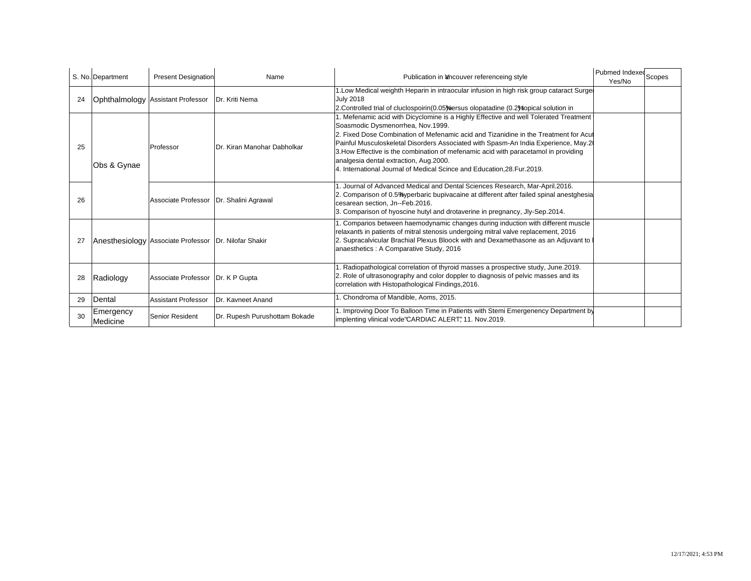| S. No. | Department | Present Designation | Name | Publication in Vancouver referenceing style | Pubmed Indexed Yes/No | Scopes |
|---|---|---|---|---|---|---|
| 24 | Ophthalmology | Assistant Professor | Dr. Kriti Nema | 1.Low Medical weighth Heparin in intraocular infusion in high risk group cataract Surger July 2018<br>2.Controlled trial of cluclospoirin(0.05%) versus olopatadine (0.2%) topical solution in | | |
| 25 | Obs & Gynae | Professor | Dr. Kiran Manohar Dabholkar | 1. Mefenamic acid with Dicyclomine is a Highly Effective and well Tolerated Treatment Soasmodic Dysmenorrhea, Nov.1999.<br>2. Fixed Dose Combination of Mefenamic acid and Tizanidine in the Treatment for Acut Painful Musculoskeletal Disorders Associated with Spasm-An India Experience, May.2(<br>3.How Effective is the combination of mefenamic acid with paracetamol in providing analgesia dental extraction, Aug.2000.<br>4. International Journal of Medical Scince and Education,28.Fur.2019. | | |
| 26 | | Associate Professor | Dr. Shalini Agrawal | 1. Journal of Advanced Medical and Dental Sciences Research, Mar-April.2016.<br>2. Comparison of 0.5% hyperbaric bupivacaine at different after failed spinal anestghesia cesarean section, Jn--Feb.2016.<br>3. Comparison of hyoscine hutyl and drotaverine in pregnancy, Jly-Sep.2014. | | |
| 27 | Anesthesiology | Associate Professor | Dr. Nilofar Shakir | 1. Comparios between haemodynamic changes during induction with different muscle relaxants in patients of mitral stenosis undergoing mitral valve replacement, 2016<br>2. Supracalvicular Brachial Plexus Bloock with and Dexamethasone as an Adjuvant to l anaesthetics : A Comparative Study, 2016 | | |
| 28 | Radiology | Associate Professor | Dr. K P Gupta | 1. Radiopathological correlation of thyroid masses a prospective study, June.2019.<br>2. Role of ultrasonography and color doppler to diagnosis of pelvic masses and its correlation with Histopathological Findings,2016. | | |
| 29 | Dental | Assistant Professor | Dr. Kavneet Anand | 1. Chondroma of Mandible, Aoms, 2015. | | |
| 30 | Emergency Medicine | Senior Resident | Dr. Rupesh Purushottam Bokade | 1. Improving Door To Balloon Time in Patients with Stemi Emergenency Department by implenting vlinical vode"CARDIAC ALERT", 11. Nov.2019. | | |